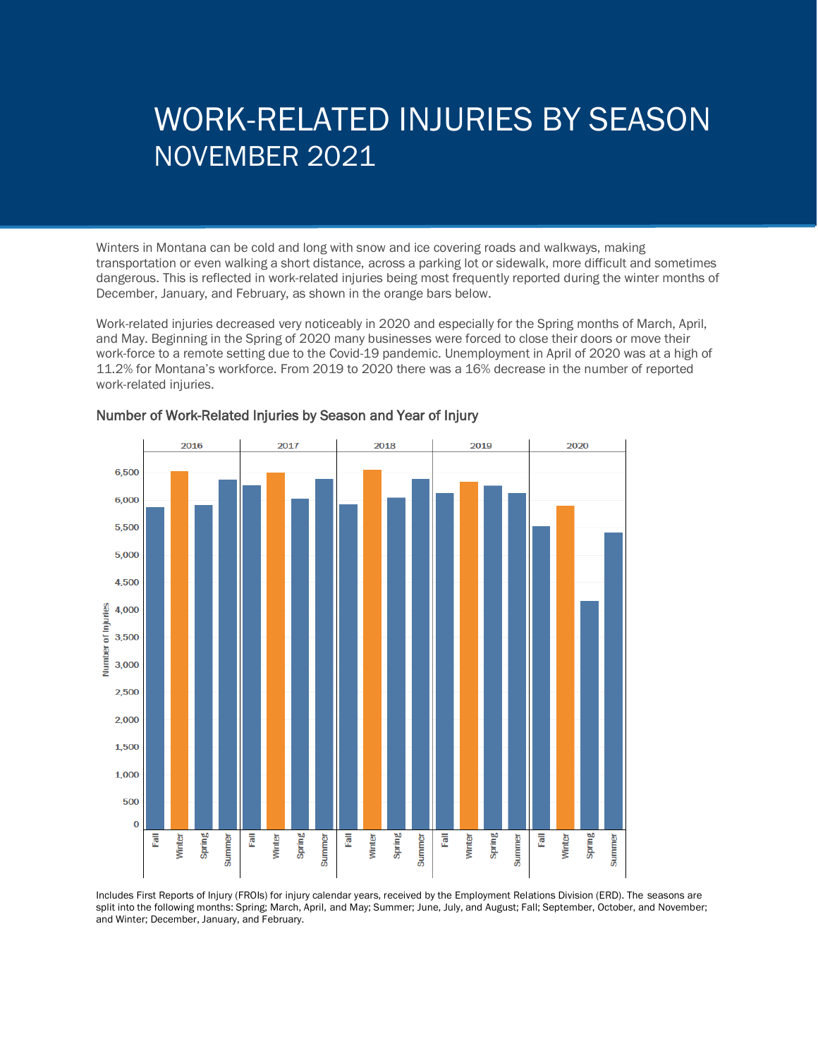# WORK-RELATED INJURIES BY SEASON

## NOVEMBER 2021

Winters in Montana can be cold and long with snow and ice covering roads and walkways, making transportation or even walking a short distance, across a parking lot or sidewalk, more difficult and sometimes dangerous. This is reflected in work-related injuries being most frequently reported during the winter months of December, January, and February, as shown in the orange bars below.

Work-related injuries decreased very noticeably in 2020 and especially for the Spring months of March, April, and May. Beginning in the Spring of 2020 many businesses were forced to close their doors or move their work-force to a remote setting due to the Covid-19 pandemic. Unemployment in April of 2020 was at a high of 11.2% for Montana's workforce. From 2019 to 2020 there was a 16% decrease in the number of reported work-related injuries.

### Number of Work-Related Injuries by Season and Year of Injury

Includes First Reports of Injury (FROIs) for injury calendar years, received by the Employment Relations Division (ERD). The seasons are split into the following months: Spring; March, April, and May; Summer; June, July, and August; Fall; September, October, and November; and Winter; December, January, and February.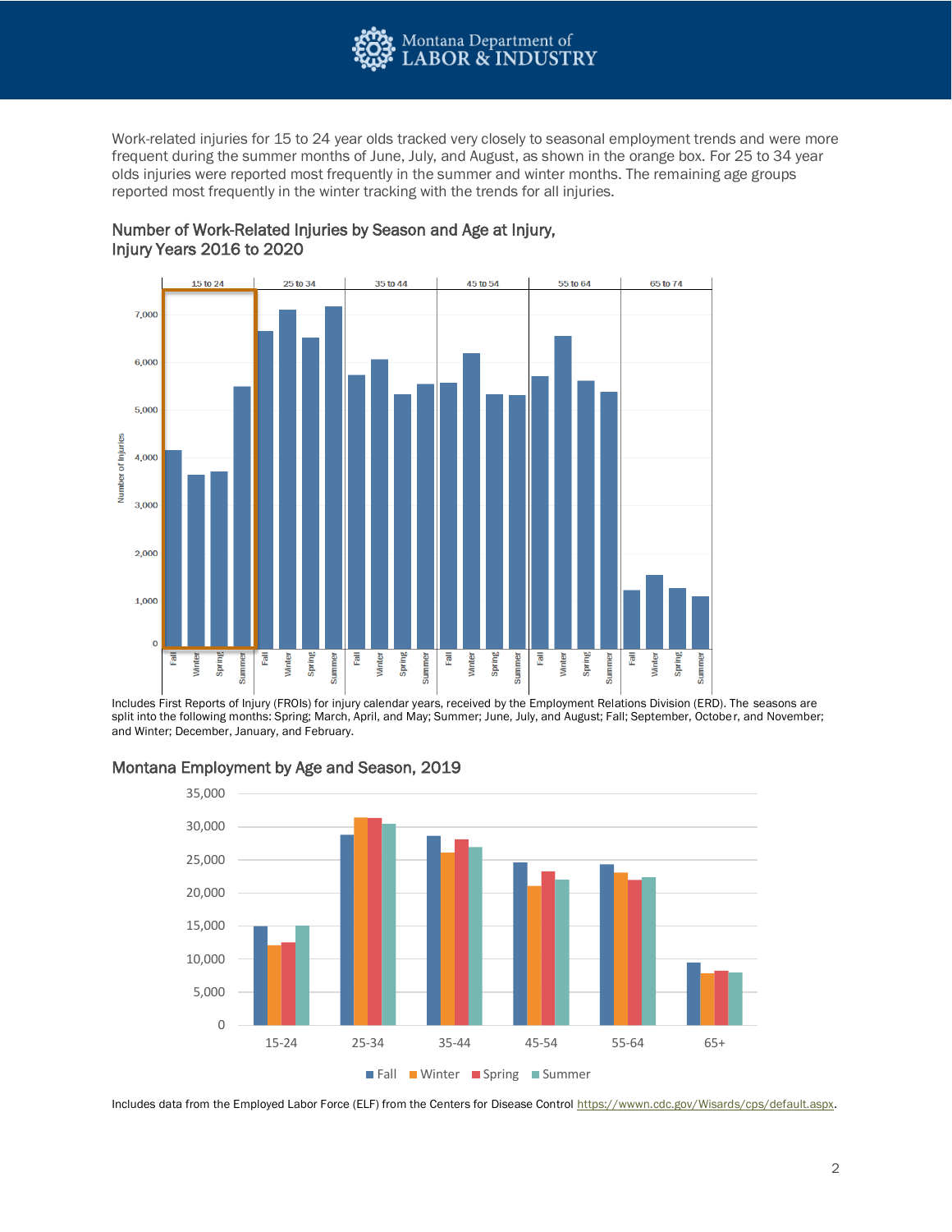Work-related injuries for 15 to 24 year olds tracked very closely to seasonal employment trends and were more frequent during the summer months of June, July, and August, as shown in the orange box. For 25 to 34 year olds injuries were reported most frequently in the summer and winter months. The remaining age groups reported most frequently in the winter tracking with the trends for all injuries.

### Number of Work-Related Injuries by Season and Age at Injury, Injury Years 2016 to 2020

Includes First Reports of Injury (FROIs) for injury calendar years, received by the Employment Relations Division (ERD). The seasons are split into the following months: Spring; March, April, and May; Summer; June, July, and August; Fall; September, October, and November; and Winter; December, January, and February.

### Montana Employment by Age and Season, 2019

Includes data from the Employed Labor Force (ELF) from the Centers for Disease Control https://wwwn.cdc.gov/Wisards/cps/default.aspx.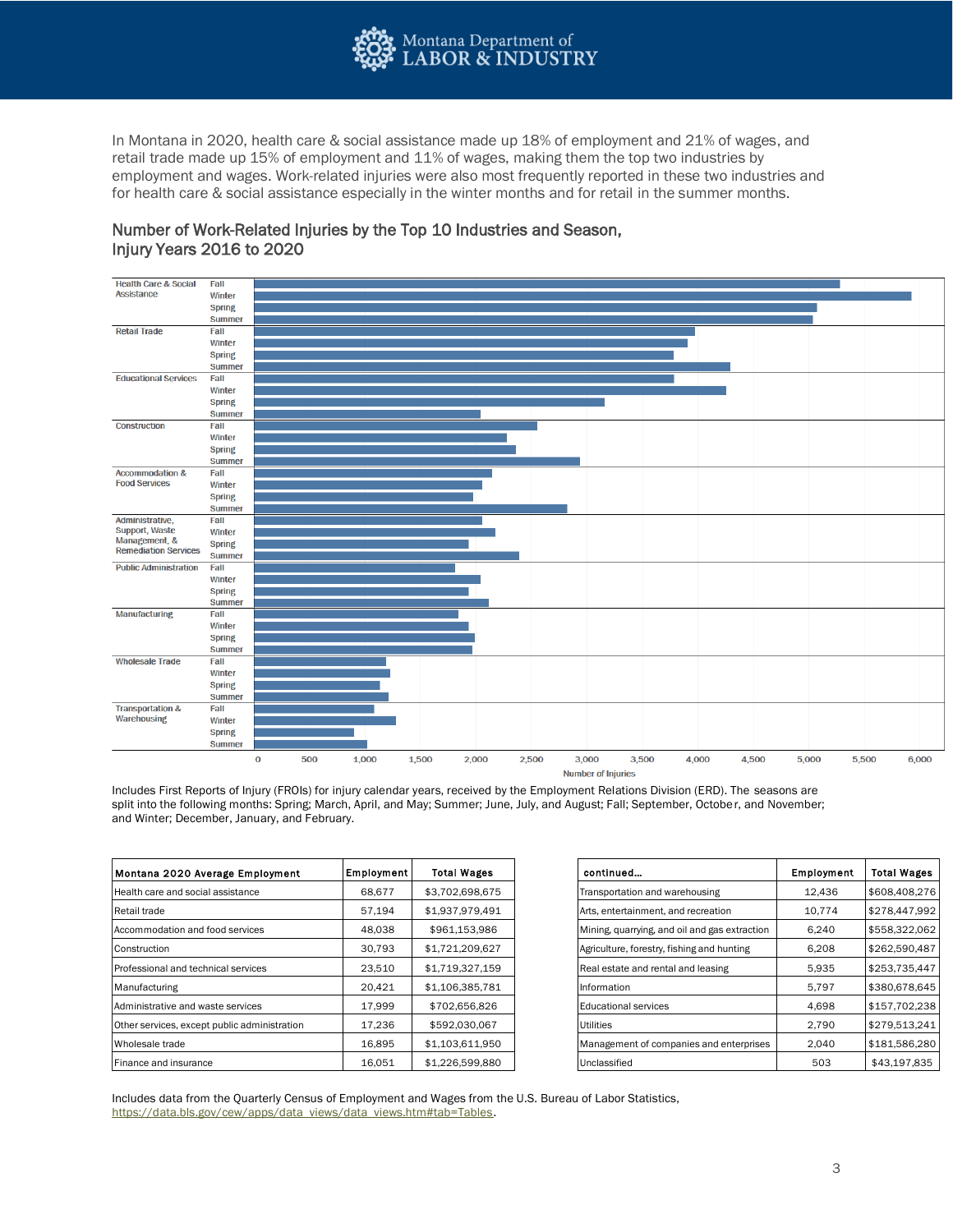In Montana in 2020, health care & social assistance made up 18% of employment and 21% of wages, and retail trade made up 15% of employment and 11% of wages, making them the top two industries by employment and wages. Work-related injuries were also most frequently reported in these two industries and for health care & social assistance especially in the winter months and for retail in the summer months.

## Number of Work-Related Injuries by the Top 10 Industries and Season, Injury Years 2016 to 2020

Includes First Reports of Injury (FROIs) for injury calendar years, received by the Employment Relations Division (ERD). The seasons are split into the following months: Spring; March, April, and May; Summer; June, July, and August; Fall; September, October, and November; and Winter; December, January, and February.

| Montana 2020 Average Employment | Employment | Total Wages |
|---|---|---|
| Health care and social assistance | 68,677 | $3,702,698,675 |
| Retail trade | 57,194 | $1,937,979,491 |
| Accommodation and food services | 48,038 | $961,153,986 |
| Construction | 30,793 | $1,721,209,627 |
| Professional and technical services | 23,510 | $1,719,327,159 |
| Manufacturing | 20,421 | $1,106,385,781 |
| Administrative and waste services | 17,999 | $702,656,826 |
| Other services, except public administration | 17,236 | $592,030,067 |
| Wholesale trade | 16,895 | $1,103,611,950 |
| Finance and insurance | 16,051 | $1,226,599,880 |

| continued... | Employment | Total Wages |
|---|---|---|
| Transportation and warehousing | 12,436 | $608,408,276 |
| Arts, entertainment, and recreation | 10,774 | $278,447,992 |
| Mining, quarrying, and oil and gas extraction | 6,240 | $558,322,062 |
| Agriculture, forestry, fishing and hunting | 6,208 | $262,590,487 |
| Real estate and rental and leasing | 5,935 | $253,735,447 |
| Information | 5,797 | $380,678,645 |
| Educational services | 4,698 | $157,702,238 |
| Utilities | 2,790 | $279,513,241 |
| Management of companies and enterprises | 2,040 | $181,586,280 |
| Unclassified | 503 | $43,197,835 |

Includes data from the Quarterly Census of Employment and Wages from the U.S. Bureau of Labor Statistics, https://data.bls.gov/cew/apps/data_views/data_views.htm#tab=Tables.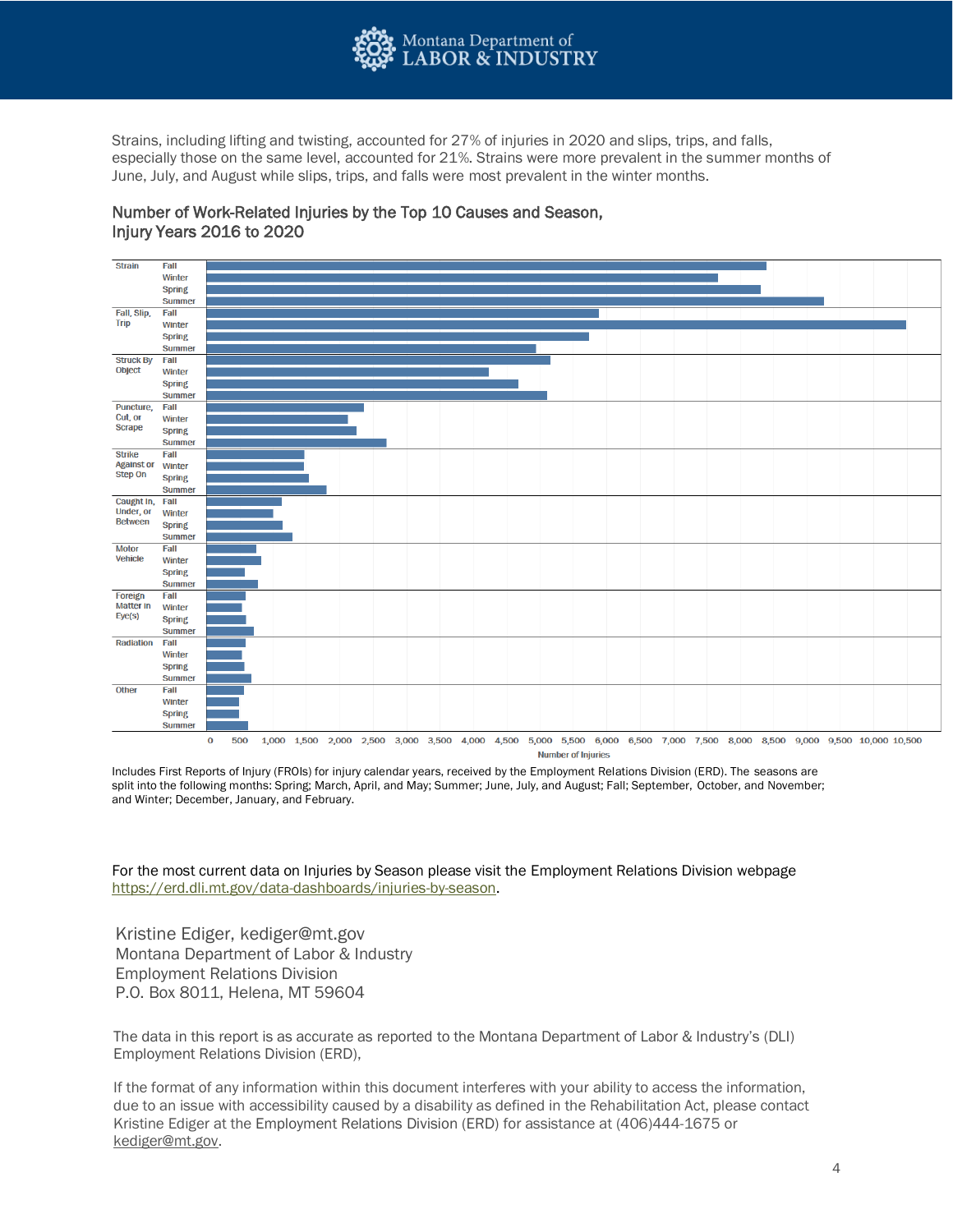Strains, including lifting and twisting, accounted for 27% of injuries in 2020 and slips, trips, and falls, especially those on the same level, accounted for 21%. Strains were more prevalent in the summer months of June, July, and August while slips, trips, and falls were most prevalent in the winter months.

### Number of Work-Related Injuries by the Top 10 Causes and Season, Injury Years 2016 to 2020

Strain: Fall, Winter, Spring, Summer
Fall, Slip, Trip: Fall, Winter, Spring, Summer
Struck By Object: Fall, Winter, Spring, Summer
Puncture, Cut, or Scrape: Fall, Winter, Spring, Summer
Strike Against or Step On: Fall, Winter, Spring, Summer
Caught In, Under, or Between: Fall, Winter, Spring, Summer
Motor Vehicle: Fall, Winter, Spring, Summer
Foreign Matter in Eye(s): Fall, Winter, Spring, Summer
Radiation: Fall, Winter, Spring, Summer
Other: Fall, Winter, Spring, Summer

0 500 1,000 1,500 2,000 2,500 3,000 3,500 4,000 4,500 5,000 5,500 6,000 6,500 7,000 7,500 8,000 8,500 9,000 9,500 10,000 10,500

Number of Injuries

Includes First Reports of Injury (FROIs) for injury calendar years, received by the Employment Relations Division (ERD). The seasons are split into the following months: Spring; March, April, and May; Summer; June, July, and August; Fall; September, October, and November; and Winter; December, January, and February.

For the most current data on Injuries by Season please visit the Employment Relations Division webpage https://erd.dli.mt.gov/data-dashboards/injuries-by-season.

Kristine Ediger, kediger@mt.gov
Montana Department of Labor & Industry
Employment Relations Division
P.O. Box 8011, Helena, MT 59604

The data in this report is as accurate as reported to the Montana Department of Labor & Industry's (DLI) Employment Relations Division (ERD),

If the format of any information within this document interferes with your ability to access the information, due to an issue with accessibility caused by a disability as defined in the Rehabilitation Act, please contact Kristine Ediger at the Employment Relations Division (ERD) for assistance at (406)444-1675 or kediger@mt.gov.